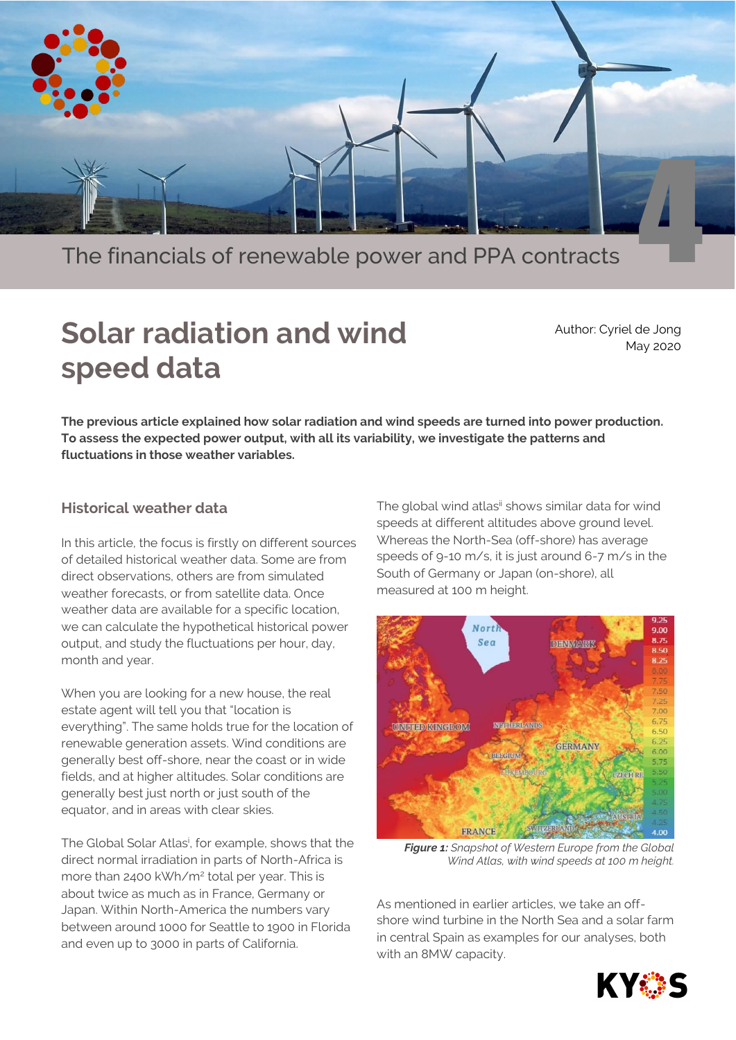The financials of renewable power and PPA contracts

# Solar radiation and wind speed data

Author: Cyriel de Jong
May 2020

**The previous article explained how solar radiation and wind speeds are turned into power production. To assess the expected power output, with all its variability, we investigate the patterns and fluctuations in those weather variables.**

## Historical weather data

In this article, the focus is firstly on different sources of detailed historical weather data. Some are from direct observations, others are from simulated weather forecasts, or from satellite data. Once weather data are available for a specific location, we can calculate the hypothetical historical power output, and study the fluctuations per hour, day, month and year.

When you are looking for a new house, the real estate agent will tell you that "location is everything". The same holds true for the location of renewable generation assets. Wind conditions are generally best off-shore, near the coast or in wide fields, and at higher altitudes. Solar conditions are generally best just north or just south of the equator, and in areas with clear skies.

The Global Solar Atlas[i], for example, shows that the direct normal irradiation in parts of North-Africa is more than 2400 kWh/m² total per year. This is about twice as much as in France, Germany or Japan. Within North-America the numbers vary between around 1000 for Seattle to 1900 in Florida and even up to 3000 in parts of California.

The global wind atlas[ii] shows similar data for wind speeds at different altitudes above ground level. Whereas the North-Sea (off-shore) has average speeds of 9-10 m/s, it is just around 6-7 m/s in the South of Germany or Japan (on-shore), all measured at 100 m height.

***Figure 1:*** *Snapshot of Western Europe from the Global Wind Atlas, with wind speeds at 100 m height.*

As mentioned in earlier articles, we take an off-shore wind turbine in the North Sea and a solar farm in central Spain as examples for our analyses, both with an 8MW capacity.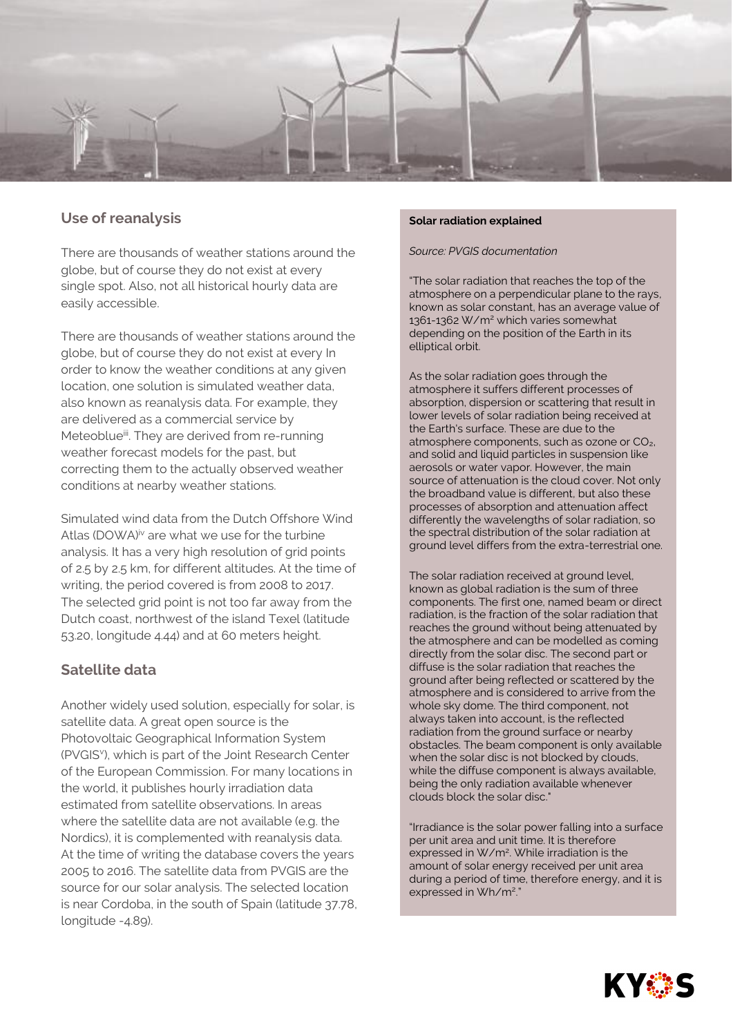## Use of reanalysis

There are thousands of weather stations around the globe, but of course they do not exist at every single spot. Also, not all historical hourly data are easily accessible.

There are thousands of weather stations around the globe, but of course they do not exist at every In order to know the weather conditions at any given location, one solution is simulated weather data, also known as reanalysis data. For example, they are delivered as a commercial service by Meteoblue[iii]. They are derived from re-running weather forecast models for the past, but correcting them to the actually observed weather conditions at nearby weather stations.

Simulated wind data from the Dutch Offshore Wind Atlas (DOWA)[iv] are what we use for the turbine analysis. It has a very high resolution of grid points of 2.5 by 2.5 km, for different altitudes. At the time of writing, the period covered is from 2008 to 2017. The selected grid point is not too far away from the Dutch coast, northwest of the island Texel (latitude 53.20, longitude 4.44) and at 60 meters height.

## Satellite data

Another widely used solution, especially for solar, is satellite data. A great open source is the Photovoltaic Geographical Information System (PVGIS[v]), which is part of the Joint Research Center of the European Commission. For many locations in the world, it publishes hourly irradiation data estimated from satellite observations. In areas where the satellite data are not available (e.g. the Nordics), it is complemented with reanalysis data. At the time of writing the database covers the years 2005 to 2016. The satellite data from PVGIS are the source for our solar analysis. The selected location is near Cordoba, in the south of Spain (latitude 37.78, longitude -4.89).

**Solar radiation explained**

*Source: PVGIS documentation*

"The solar radiation that reaches the top of the atmosphere on a perpendicular plane to the rays, known as solar constant, has an average value of 1361-1362 $W/m^2$ which varies somewhat depending on the position of the Earth in its elliptical orbit.

As the solar radiation goes through the atmosphere it suffers different processes of absorption, dispersion or scattering that result in lower levels of solar radiation being received at the Earth's surface. These are due to the atmosphere components, such as ozone or $CO_2$, and solid and liquid particles in suspension like aerosols or water vapor. However, the main source of attenuation is the cloud cover. Not only the broadband value is different, but also these processes of absorption and attenuation affect differently the wavelengths of solar radiation, so the spectral distribution of the solar radiation at ground level differs from the extra-terrestrial one.

The solar radiation received at ground level, known as global radiation is the sum of three components. The first one, named beam or direct radiation, is the fraction of the solar radiation that reaches the ground without being attenuated by the atmosphere and can be modelled as coming directly from the solar disc. The second part or diffuse is the solar radiation that reaches the ground after being reflected or scattered by the atmosphere and is considered to arrive from the whole sky dome. The third component, not always taken into account, is the reflected radiation from the ground surface or nearby obstacles. The beam component is only available when the solar disc is not blocked by clouds, while the diffuse component is always available, being the only radiation available whenever clouds block the solar disc."

"Irradiance is the solar power falling into a surface per unit area and unit time. It is therefore expressed in $W/m^2$. While irradiation is the amount of solar energy received per unit area during a period of time, therefore energy, and it is expressed in $Wh/m^2$."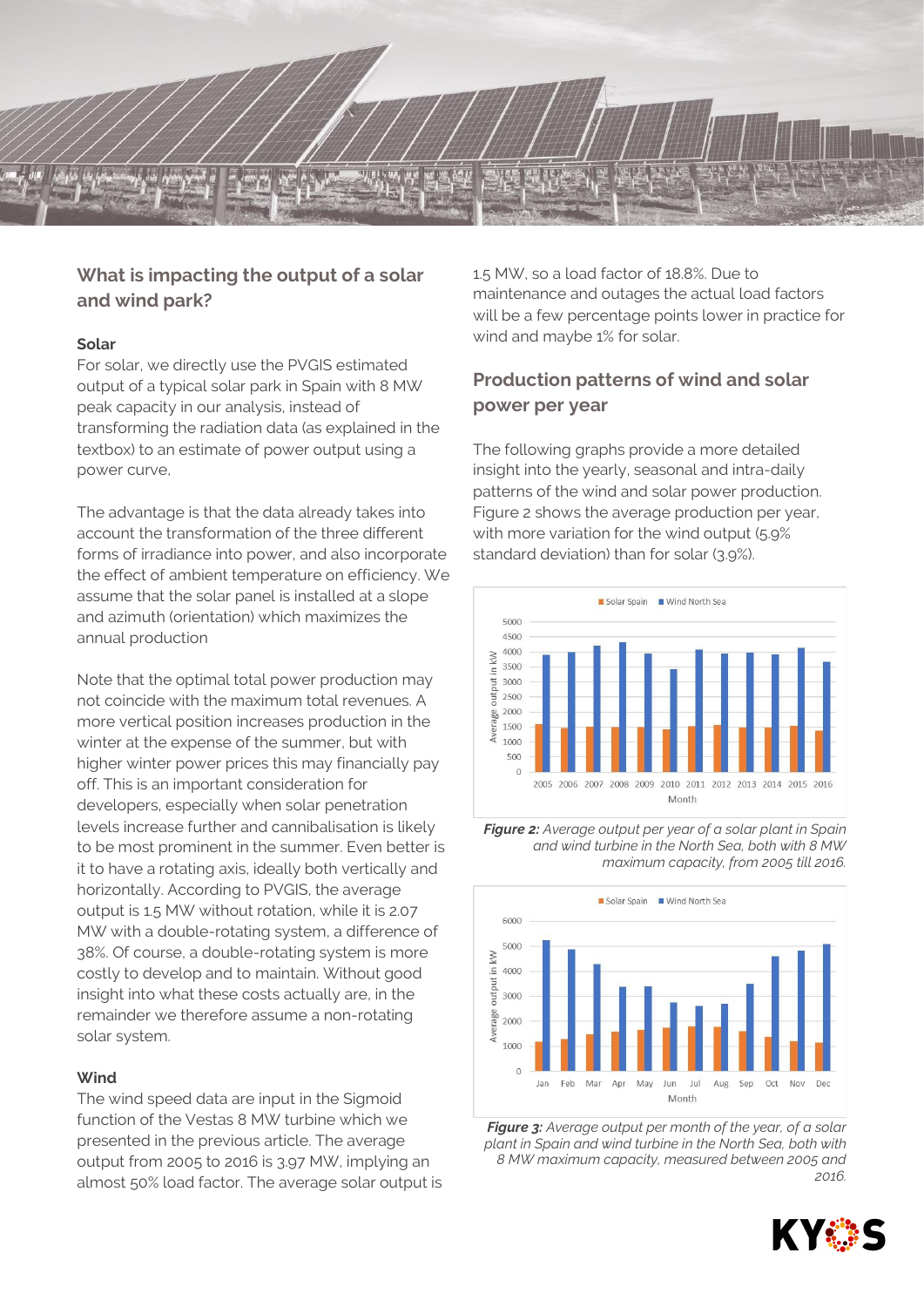## What is impacting the output of a solar and wind park?

### Solar

For solar, we directly use the PVGIS estimated output of a typical solar park in Spain with 8 MW peak capacity in our analysis, instead of transforming the radiation data (as explained in the textbox) to an estimate of power output using a power curve,

The advantage is that the data already takes into account the transformation of the three different forms of irradiance into power, and also incorporate the effect of ambient temperature on efficiency. We assume that the solar panel is installed at a slope and azimuth (orientation) which maximizes the annual production

Note that the optimal total power production may not coincide with the maximum total revenues. A more vertical position increases production in the winter at the expense of the summer, but with higher winter power prices this may financially pay off. This is an important consideration for developers, especially when solar penetration levels increase further and cannibalisation is likely to be most prominent in the summer. Even better is it to have a rotating axis, ideally both vertically and horizontally. According to PVGIS, the average output is 1.5 MW without rotation, while it is 2.07 MW with a double-rotating system, a difference of 38%. Of course, a double-rotating system is more costly to develop and to maintain. Without good insight into what these costs actually are, in the remainder we therefore assume a non-rotating solar system.

### Wind

The wind speed data are input in the Sigmoid function of the Vestas 8 MW turbine which we presented in the previous article. The average output from 2005 to 2016 is 3.97 MW, implying an almost 50% load factor. The average solar output is 1.5 MW, so a load factor of 18.8%. Due to maintenance and outages the actual load factors will be a few percentage points lower in practice for wind and maybe 1% for solar.

## Production patterns of wind and solar power per year

The following graphs provide a more detailed insight into the yearly, seasonal and intra-daily patterns of the wind and solar power production. Figure 2 shows the average production per year, with more variation for the wind output (5.9% standard deviation) than for solar (3.9%).

***Figure 2:*** *Average output per year of a solar plant in Spain and wind turbine in the North Sea, both with 8 MW maximum capacity, from 2005 till 2016.*

***Figure 3:*** *Average output per month of the year, of a solar plant in Spain and wind turbine in the North Sea, both with 8 MW maximum capacity, measured between 2005 and 2016.*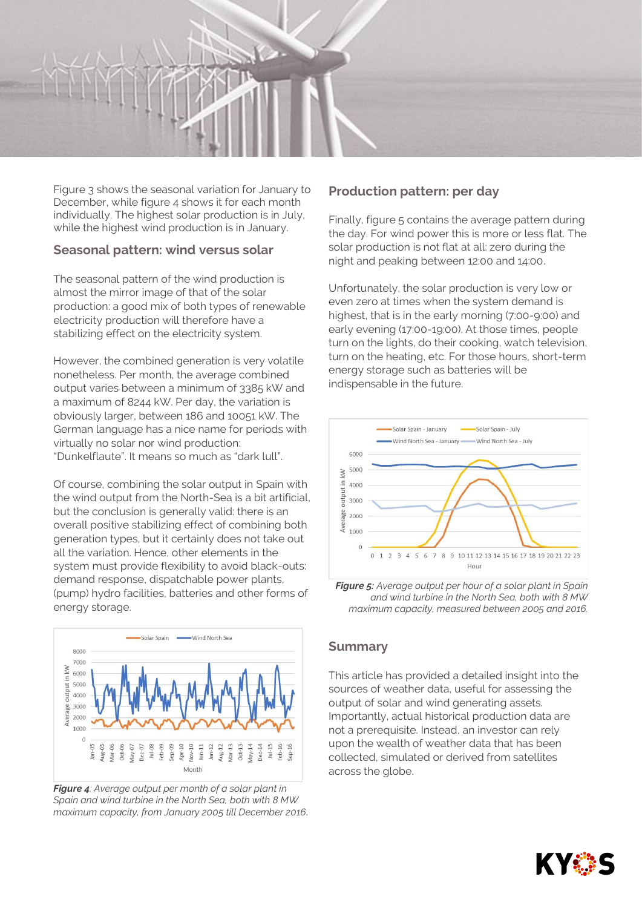Figure 3 shows the seasonal variation for January to December, while figure 4 shows it for each month individually. The highest solar production is in July, while the highest wind production is in January.

## Seasonal pattern: wind versus solar

The seasonal pattern of the wind production is almost the mirror image of that of the solar production: a good mix of both types of renewable electricity production will therefore have a stabilizing effect on the electricity system.

However, the combined generation is very volatile nonetheless. Per month, the average combined output varies between a minimum of 3385 kW and a maximum of 8244 kW. Per day, the variation is obviously larger, between 186 and 10051 kW. The German language has a nice name for periods with virtually no solar nor wind production: "Dunkelflaute". It means so much as "dark lull".

Of course, combining the solar output in Spain with the wind output from the North-Sea is a bit artificial, but the conclusion is generally valid: there is an overall positive stabilizing effect of combining both generation types, but it certainly does not take out all the variation. Hence, other elements in the system must provide flexibility to avoid black-outs: demand response, dispatchable power plants, (pump) hydro facilities, batteries and other forms of energy storage.

***Figure 4***: *Average output per month of a solar plant in Spain and wind turbine in the North Sea, both with 8 MW maximum capacity, from January 2005 till December 2016.*

## Production pattern: per day

Finally, figure 5 contains the average pattern during the day. For wind power this is more or less flat. The solar production is not flat at all: zero during the night and peaking between 12:00 and 14:00.

Unfortunately, the solar production is very low or even zero at times when the system demand is highest, that is in the early morning (7:00-9:00) and early evening (17:00-19:00). At those times, people turn on the lights, do their cooking, watch television, turn on the heating, etc. For those hours, short-term energy storage such as batteries will be indispensable in the future.

***Figure 5:*** *Average output per hour of a solar plant in Spain and wind turbine in the North Sea, both with 8 MW maximum capacity, measured between 2005 and 2016.*

## Summary

This article has provided a detailed insight into the sources of weather data, useful for assessing the output of solar and wind generating assets. Importantly, actual historical production data are not a prerequisite. Instead, an investor can rely upon the wealth of weather data that has been collected, simulated or derived from satellites across the globe.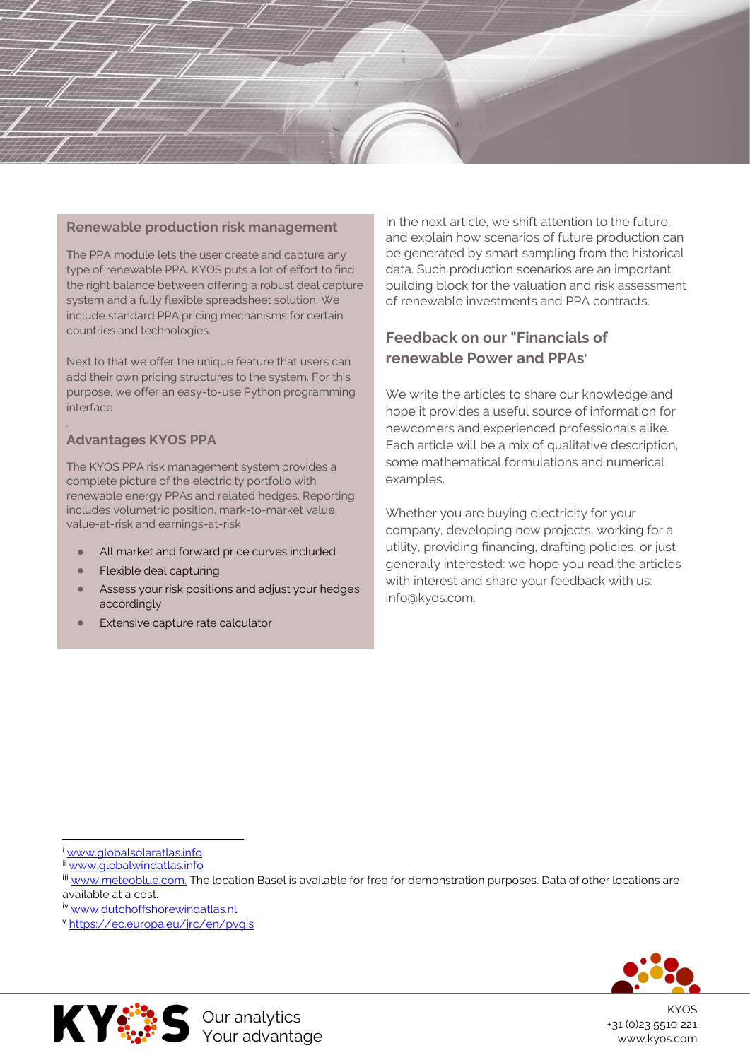## Renewable production risk management

The PPA module lets the user create and capture any type of renewable PPA. KYOS puts a lot of effort to find the right balance between offering a robust deal capture system and a fully flexible spreadsheet solution. We include standard PPA pricing mechanisms for certain countries and technologies.

Next to that we offer the unique feature that users can add their own pricing structures to the system. For this purpose, we offer an easy-to-use Python programming interface

## Advantages KYOS PPA

The KYOS PPA risk management system provides a complete picture of the electricity portfolio with renewable energy PPAs and related hedges. Reporting includes volumetric position, mark-to-market value, value-at-risk and earnings-at-risk.

- All market and forward price curves included
- Flexible deal capturing
- Assess your risk positions and adjust your hedges accordingly
- Extensive capture rate calculator

In the next article, we shift attention to the future, and explain how scenarios of future production can be generated by smart sampling from the historical data. Such production scenarios are an important building block for the valuation and risk assessment of renewable investments and PPA contracts.

## Feedback on our "Financials of renewable Power and PPAs"

We write the articles to share our knowledge and hope it provides a useful source of information for newcomers and experienced professionals alike. Each article will be a mix of qualitative description, some mathematical formulations and numerical examples.

Whether you are buying electricity for your company, developing new projects, working for a utility, providing financing, drafting policies, or just generally interested: we hope you read the articles with interest and share your feedback with us: info@kyos.com.

---

[i] www.globalsolaratlas.info

[ii] www.globalwindatlas.info

[iii] www.meteoblue.com. The location Basel is available for free for demonstration purposes. Data of other locations are available at a cost.

[iv] www.dutchoffshorewindatlas.nl

[v] https://ec.europa.eu/jrc/en/pvgis